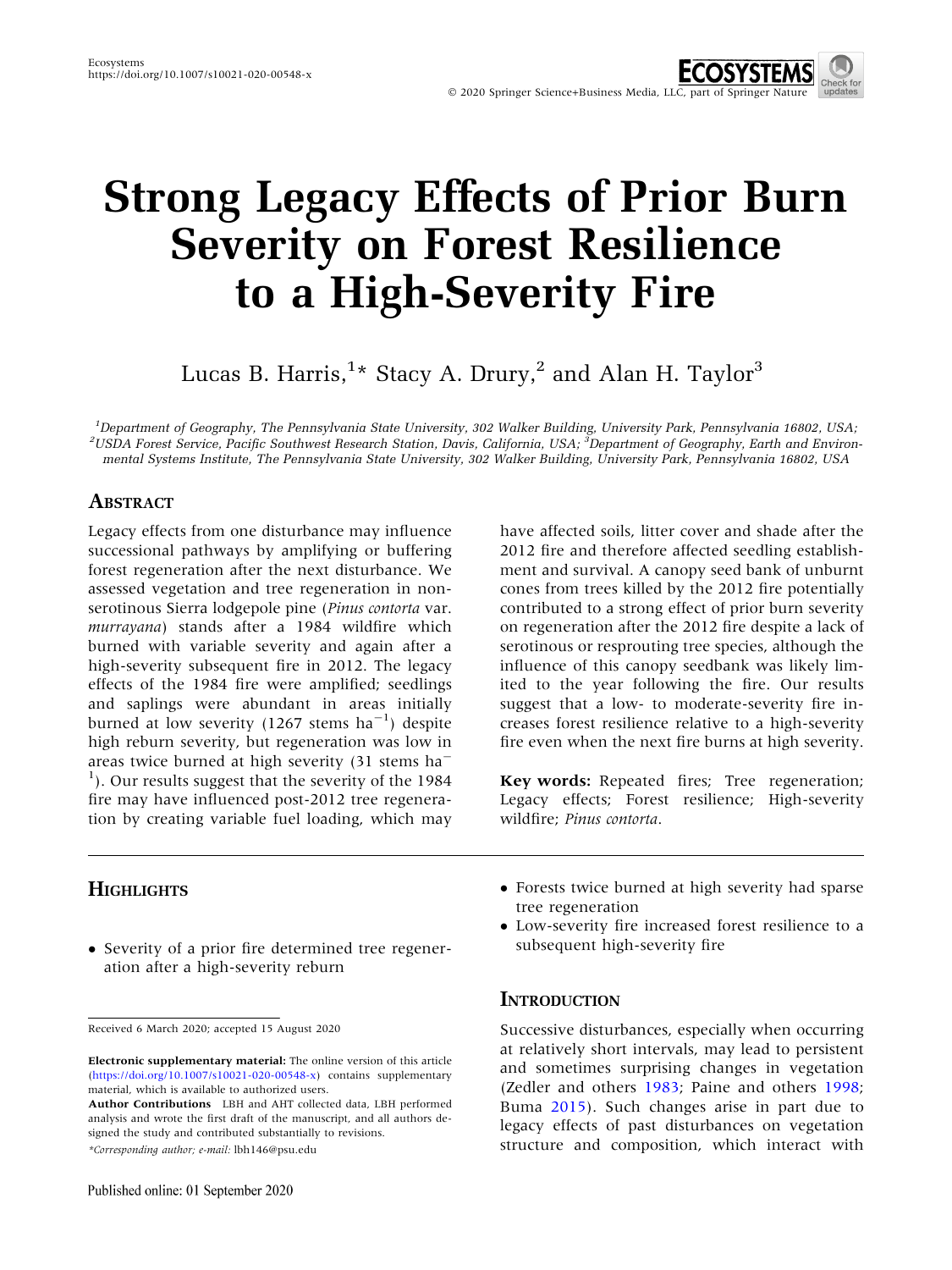Ecosystems
https://doi.org/10.1007/s10021-020-00548-x

© 2020 Springer Science+Business Media, LLC, part of Springer Nature

# Strong Legacy Effects of Prior Burn Severity on Forest Resilience to a High-Severity Fire

Lucas B. Harris,[1]* Stacy A. Drury,[2] and Alan H. Taylor[3]

[1]Department of Geography, The Pennsylvania State University, 302 Walker Building, University Park, Pennsylvania 16802, USA; [2]USDA Forest Service, Pacific Southwest Research Station, Davis, California, USA; [3]Department of Geography, Earth and Environmental Systems Institute, The Pennsylvania State University, 302 Walker Building, University Park, Pennsylvania 16802, USA

## Abstract

Legacy effects from one disturbance may influence successional pathways by amplifying or buffering forest regeneration after the next disturbance. We assessed vegetation and tree regeneration in non-serotinous Sierra lodgepole pine (*Pinus contorta* var. *murrayana*) stands after a 1984 wildfire which burned with variable severity and again after a high-severity subsequent fire in 2012. The legacy effects of the 1984 fire were amplified; seedlings and saplings were abundant in areas initially burned at low severity (1267 stems ha$^{-1}$) despite high reburn severity, but regeneration was low in areas twice burned at high severity (31 stems ha$^{-1}$). Our results suggest that the severity of the 1984 fire may have influenced post-2012 tree regeneration by creating variable fuel loading, which may have affected soils, litter cover and shade after the 2012 fire and therefore affected seedling establishment and survival. A canopy seed bank of unburnt cones from trees killed by the 2012 fire potentially contributed to a strong effect of prior burn severity on regeneration after the 2012 fire despite a lack of serotinous or resprouting tree species, although the influence of this canopy seedbank was likely limited to the year following the fire. Our results suggest that a low- to moderate-severity fire increases forest resilience relative to a high-severity fire even when the next fire burns at high severity.

**Key words:** Repeated fires; Tree regeneration; Legacy effects; Forest resilience; High-severity wildfire; *Pinus contorta*.

## Highlights

- Severity of a prior fire determined tree regeneration after a high-severity reburn
- Forests twice burned at high severity had sparse tree regeneration
- Low-severity fire increased forest resilience to a subsequent high-severity fire

Received 6 March 2020; accepted 15 August 2020

**Electronic supplementary material:** The online version of this article (https://doi.org/10.1007/s10021-020-00548-x) contains supplementary material, which is available to authorized users.

**Author Contributions** LBH and AHT collected data, LBH performed analysis and wrote the first draft of the manuscript, and all authors designed the study and contributed substantially to revisions.

*Corresponding author; e-mail: lbh146@psu.edu

Published online: 01 September 2020

## Introduction

Successive disturbances, especially when occurring at relatively short intervals, may lead to persistent and sometimes surprising changes in vegetation (Zedler and others 1983; Paine and others 1998; Buma 2015). Such changes arise in part due to legacy effects of past disturbances on vegetation structure and composition, which interact with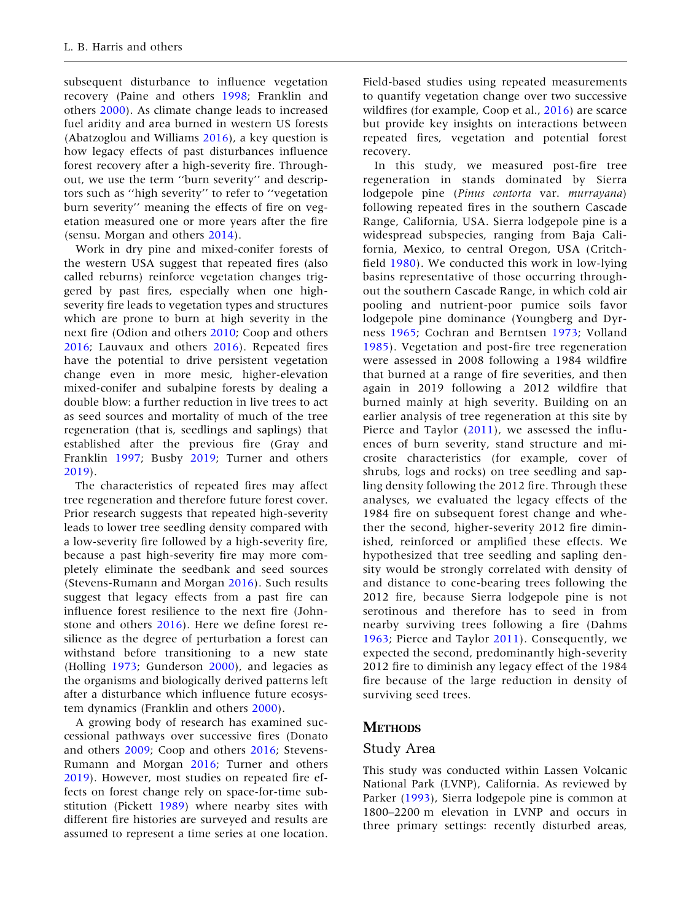subsequent disturbance to influence vegetation recovery (Paine and others 1998; Franklin and others 2000). As climate change leads to increased fuel aridity and area burned in western US forests (Abatzoglou and Williams 2016), a key question is how legacy effects of past disturbances influence forest recovery after a high-severity fire. Throughout, we use the term ''burn severity'' and descriptors such as ''high severity'' to refer to ''vegetation burn severity'' meaning the effects of fire on vegetation measured one or more years after the fire (sensu. Morgan and others 2014).

Work in dry pine and mixed-conifer forests of the western USA suggest that repeated fires (also called reburns) reinforce vegetation changes triggered by past fires, especially when one high-severity fire leads to vegetation types and structures which are prone to burn at high severity in the next fire (Odion and others 2010; Coop and others 2016; Lauvaux and others 2016). Repeated fires have the potential to drive persistent vegetation change even in more mesic, higher-elevation mixed-conifer and subalpine forests by dealing a double blow: a further reduction in live trees to act as seed sources and mortality of much of the tree regeneration (that is, seedlings and saplings) that established after the previous fire (Gray and Franklin 1997; Busby 2019; Turner and others 2019).

The characteristics of repeated fires may affect tree regeneration and therefore future forest cover. Prior research suggests that repeated high-severity leads to lower tree seedling density compared with a low-severity fire followed by a high-severity fire, because a past high-severity fire may more completely eliminate the seedbank and seed sources (Stevens-Rumann and Morgan 2016). Such results suggest that legacy effects from a past fire can influence forest resilience to the next fire (Johnstone and others 2016). Here we define forest resilience as the degree of perturbation a forest can withstand before transitioning to a new state (Holling 1973; Gunderson 2000), and legacies as the organisms and biologically derived patterns left after a disturbance which influence future ecosystem dynamics (Franklin and others 2000).

A growing body of research has examined successional pathways over successive fires (Donato and others 2009; Coop and others 2016; Stevens-Rumann and Morgan 2016; Turner and others 2019). However, most studies on repeated fire effects on forest change rely on space-for-time substitution (Pickett 1989) where nearby sites with different fire histories are surveyed and results are assumed to represent a time series at one location. Field-based studies using repeated measurements to quantify vegetation change over two successive wildfires (for example, Coop et al., 2016) are scarce but provide key insights on interactions between repeated fires, vegetation and potential forest recovery.

In this study, we measured post-fire tree regeneration in stands dominated by Sierra lodgepole pine (*Pinus contorta* var. *murrayana*) following repeated fires in the southern Cascade Range, California, USA. Sierra lodgepole pine is a widespread subspecies, ranging from Baja California, Mexico, to central Oregon, USA (Critchfield 1980). We conducted this work in low-lying basins representative of those occurring throughout the southern Cascade Range, in which cold air pooling and nutrient-poor pumice soils favor lodgepole pine dominance (Youngberg and Dyrness 1965; Cochran and Berntsen 1973; Volland 1985). Vegetation and post-fire tree regeneration were assessed in 2008 following a 1984 wildfire that burned at a range of fire severities, and then again in 2019 following a 2012 wildfire that burned mainly at high severity. Building on an earlier analysis of tree regeneration at this site by Pierce and Taylor (2011), we assessed the influences of burn severity, stand structure and microsite characteristics (for example, cover of shrubs, logs and rocks) on tree seedling and sapling density following the 2012 fire. Through these analyses, we evaluated the legacy effects of the 1984 fire on subsequent forest change and whether the second, higher-severity 2012 fire diminished, reinforced or amplified these effects. We hypothesized that tree seedling and sapling density would be strongly correlated with density of and distance to cone-bearing trees following the 2012 fire, because Sierra lodgepole pine is not serotinous and therefore has to seed in from nearby surviving trees following a fire (Dahms 1963; Pierce and Taylor 2011). Consequently, we expected the second, predominantly high-severity 2012 fire to diminish any legacy effect of the 1984 fire because of the large reduction in density of surviving seed trees.

## Methods

### Study Area

This study was conducted within Lassen Volcanic National Park (LVNP), California. As reviewed by Parker (1993), Sierra lodgepole pine is common at 1800–2200 m elevation in LVNP and occurs in three primary settings: recently disturbed areas,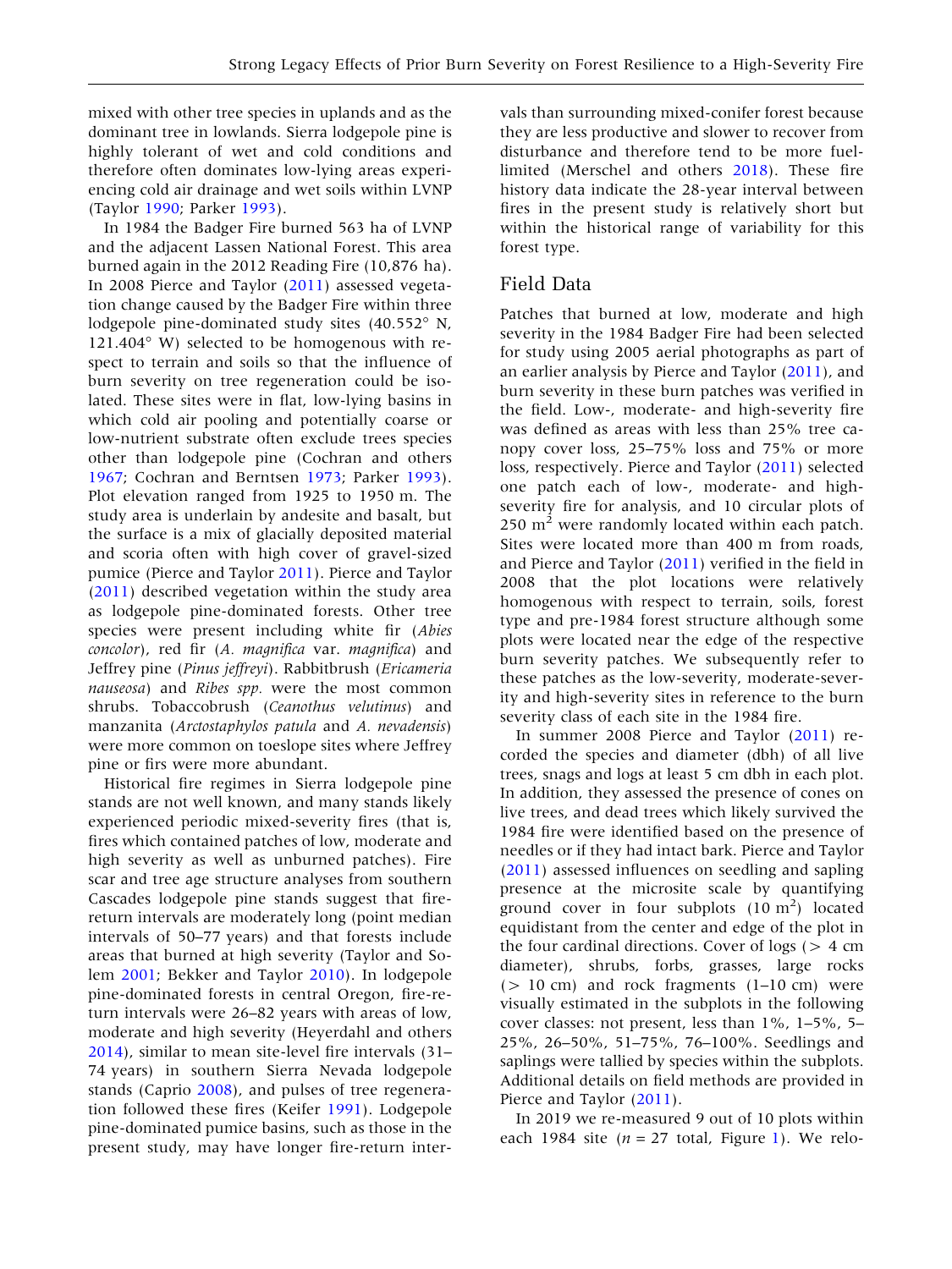mixed with other tree species in uplands and as the dominant tree in lowlands. Sierra lodgepole pine is highly tolerant of wet and cold conditions and therefore often dominates low-lying areas experiencing cold air drainage and wet soils within LVNP (Taylor 1990; Parker 1993).

In 1984 the Badger Fire burned 563 ha of LVNP and the adjacent Lassen National Forest. This area burned again in the 2012 Reading Fire (10,876 ha). In 2008 Pierce and Taylor (2011) assessed vegetation change caused by the Badger Fire within three lodgepole pine-dominated study sites (40.552° N, 121.404° W) selected to be homogenous with respect to terrain and soils so that the influence of burn severity on tree regeneration could be isolated. These sites were in flat, low-lying basins in which cold air pooling and potentially coarse or low-nutrient substrate often exclude trees species other than lodgepole pine (Cochran and others 1967; Cochran and Berntsen 1973; Parker 1993). Plot elevation ranged from 1925 to 1950 m. The study area is underlain by andesite and basalt, but the surface is a mix of glacially deposited material and scoria often with high cover of gravel-sized pumice (Pierce and Taylor 2011). Pierce and Taylor (2011) described vegetation within the study area as lodgepole pine-dominated forests. Other tree species were present including white fir (*Abies concolor*), red fir (*A. magnifica* var. *magnifica*) and Jeffrey pine (*Pinus jeffreyi*). Rabbitbrush (*Ericameria nauseosa*) and *Ribes spp.* were the most common shrubs. Tobaccobrush (*Ceanothus velutinus*) and manzanita (*Arctostaphylos patula* and *A. nevadensis*) were more common on toeslope sites where Jeffrey pine or firs were more abundant.

Historical fire regimes in Sierra lodgepole pine stands are not well known, and many stands likely experienced periodic mixed-severity fires (that is, fires which contained patches of low, moderate and high severity as well as unburned patches). Fire scar and tree age structure analyses from southern Cascades lodgepole pine stands suggest that fire-return intervals are moderately long (point median intervals of 50–77 years) and that forests include areas that burned at high severity (Taylor and Solem 2001; Bekker and Taylor 2010). In lodgepole pine-dominated forests in central Oregon, fire-return intervals were 26–82 years with areas of low, moderate and high severity (Heyerdahl and others 2014), similar to mean site-level fire intervals (31–74 years) in southern Sierra Nevada lodgepole stands (Caprio 2008), and pulses of tree regeneration followed these fires (Keifer 1991). Lodgepole pine-dominated pumice basins, such as those in the present study, may have longer fire-return intervals than surrounding mixed-conifer forest because they are less productive and slower to recover from disturbance and therefore tend to be more fuel-limited (Merschel and others 2018). These fire history data indicate the 28-year interval between fires in the present study is relatively short but within the historical range of variability for this forest type.

## Field Data

Patches that burned at low, moderate and high severity in the 1984 Badger Fire had been selected for study using 2005 aerial photographs as part of an earlier analysis by Pierce and Taylor (2011), and burn severity in these burn patches was verified in the field. Low-, moderate- and high-severity fire was defined as areas with less than 25% tree canopy cover loss, 25–75% loss and 75% or more loss, respectively. Pierce and Taylor (2011) selected one patch each of low-, moderate- and high-severity fire for analysis, and 10 circular plots of 250 $m^2$ were randomly located within each patch. Sites were located more than 400 m from roads, and Pierce and Taylor (2011) verified in the field in 2008 that the plot locations were relatively homogenous with respect to terrain, soils, forest type and pre-1984 forest structure although some plots were located near the edge of the respective burn severity patches. We subsequently refer to these patches as the low-severity, moderate-severity and high-severity sites in reference to the burn severity class of each site in the 1984 fire.

In summer 2008 Pierce and Taylor (2011) recorded the species and diameter (dbh) of all live trees, snags and logs at least 5 cm dbh in each plot. In addition, they assessed the presence of cones on live trees, and dead trees which likely survived the 1984 fire were identified based on the presence of needles or if they had intact bark. Pierce and Taylor (2011) assessed influences on seedling and sapling presence at the microsite scale by quantifying ground cover in four subplots (10 $m^2$) located equidistant from the center and edge of the plot in the four cardinal directions. Cover of logs (> 4 cm diameter), shrubs, forbs, grasses, large rocks (> 10 cm) and rock fragments (1–10 cm) were visually estimated in the subplots in the following cover classes: not present, less than 1%, 1–5%, 5–25%, 26–50%, 51–75%, 76–100%. Seedlings and saplings were tallied by species within the subplots. Additional details on field methods are provided in Pierce and Taylor (2011).

In 2019 we re-measured 9 out of 10 plots within each 1984 site ($n = 27$ total, Figure 1). We relo-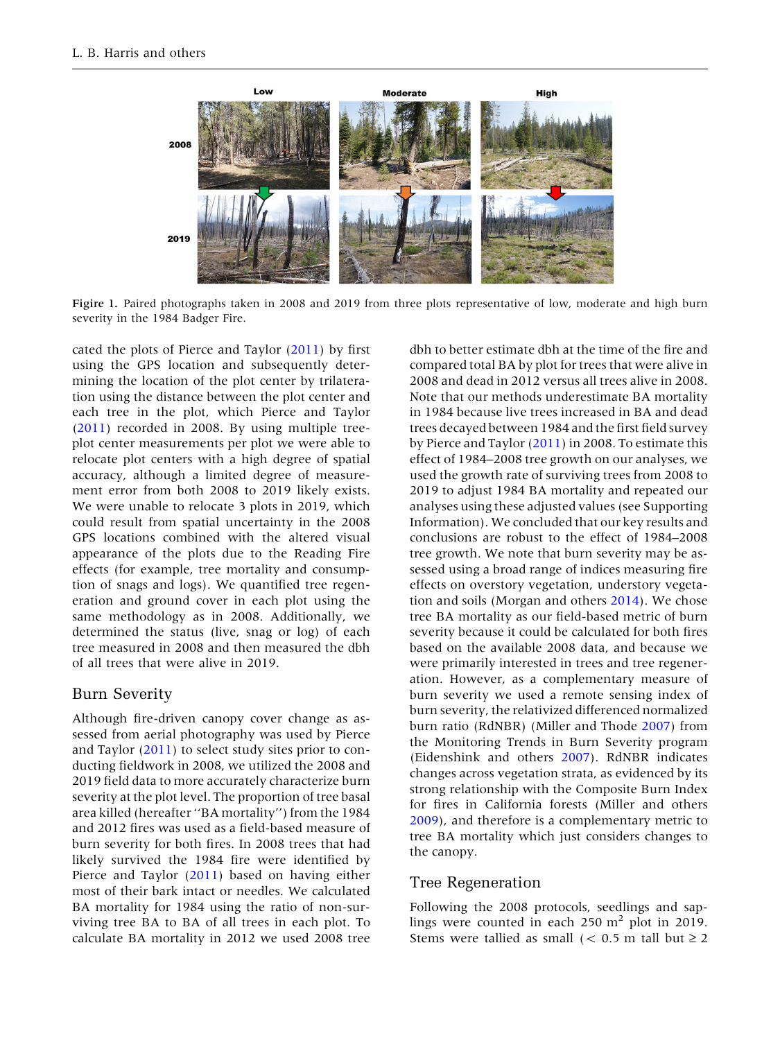Figire 1. Paired photographs taken in 2008 and 2019 from three plots representative of low, moderate and high burn severity in the 1984 Badger Fire.

cated the plots of Pierce and Taylor (2011) by first using the GPS location and subsequently determining the location of the plot center by trilateration using the distance between the plot center and each tree in the plot, which Pierce and Taylor (2011) recorded in 2008. By using multiple tree-plot center measurements per plot we were able to relocate plot centers with a high degree of spatial accuracy, although a limited degree of measurement error from both 2008 to 2019 likely exists. We were unable to relocate 3 plots in 2019, which could result from spatial uncertainty in the 2008 GPS locations combined with the altered visual appearance of the plots due to the Reading Fire effects (for example, tree mortality and consumption of snags and logs). We quantified tree regeneration and ground cover in each plot using the same methodology as in 2008. Additionally, we determined the status (live, snag or log) of each tree measured in 2008 and then measured the dbh of all trees that were alive in 2019.

## Burn Severity

Although fire-driven canopy cover change as assessed from aerial photography was used by Pierce and Taylor (2011) to select study sites prior to conducting fieldwork in 2008, we utilized the 2008 and 2019 field data to more accurately characterize burn severity at the plot level. The proportion of tree basal area killed (hereafter ''BA mortality'') from the 1984 and 2012 fires was used as a field-based measure of burn severity for both fires. In 2008 trees that had likely survived the 1984 fire were identified by Pierce and Taylor (2011) based on having either most of their bark intact or needles. We calculated BA mortality for 1984 using the ratio of non-surviving tree BA to BA of all trees in each plot. To calculate BA mortality in 2012 we used 2008 tree dbh to better estimate dbh at the time of the fire and compared total BA by plot for trees that were alive in 2008 and dead in 2012 versus all trees alive in 2008. Note that our methods underestimate BA mortality in 1984 because live trees increased in BA and dead trees decayed between 1984 and the first field survey by Pierce and Taylor (2011) in 2008. To estimate this effect of 1984–2008 tree growth on our analyses, we used the growth rate of surviving trees from 2008 to 2019 to adjust 1984 BA mortality and repeated our analyses using these adjusted values (see Supporting Information). We concluded that our key results and conclusions are robust to the effect of 1984–2008 tree growth. We note that burn severity may be assessed using a broad range of indices measuring fire effects on overstory vegetation, understory vegetation and soils (Morgan and others 2014). We chose tree BA mortality as our field-based metric of burn severity because it could be calculated for both fires based on the available 2008 data, and because we were primarily interested in trees and tree regeneration. However, as a complementary measure of burn severity we used a remote sensing index of burn severity, the relativized differenced normalized burn ratio (RdNBR) (Miller and Thode 2007) from the Monitoring Trends in Burn Severity program (Eidenshink and others 2007). RdNBR indicates changes across vegetation strata, as evidenced by its strong relationship with the Composite Burn Index for fires in California forests (Miller and others 2009), and therefore is a complementary metric to tree BA mortality which just considers changes to the canopy.

## Tree Regeneration

Following the 2008 protocols, seedlings and saplings were counted in each 250 $m^2$ plot in 2019. Stems were tallied as small (< 0.5 m tall but ≥ 2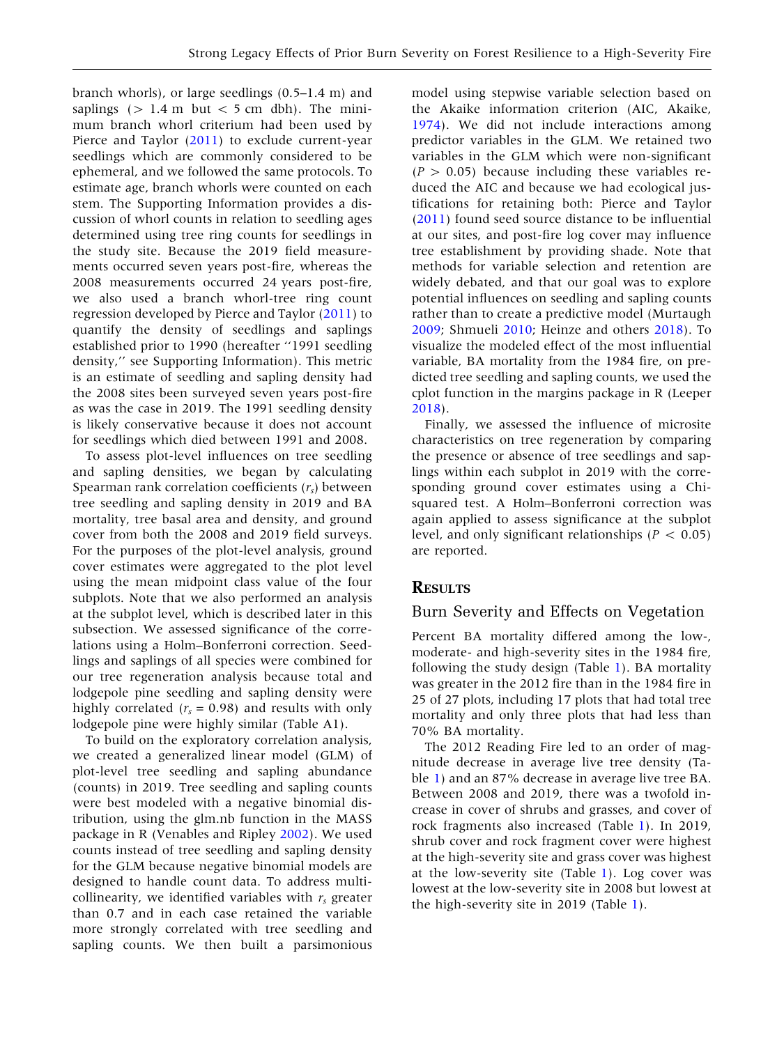branch whorls), or large seedlings (0.5–1.4 m) and saplings (> 1.4 m but < 5 cm dbh). The minimum branch whorl criterium had been used by Pierce and Taylor (2011) to exclude current-year seedlings which are commonly considered to be ephemeral, and we followed the same protocols. To estimate age, branch whorls were counted on each stem. The Supporting Information provides a discussion of whorl counts in relation to seedling ages determined using tree ring counts for seedlings in the study site. Because the 2019 field measurements occurred seven years post-fire, whereas the 2008 measurements occurred 24 years post-fire, we also used a branch whorl-tree ring count regression developed by Pierce and Taylor (2011) to quantify the density of seedlings and saplings established prior to 1990 (hereafter ''1991 seedling density,'' see Supporting Information). This metric is an estimate of seedling and sapling density had the 2008 sites been surveyed seven years post-fire as was the case in 2019. The 1991 seedling density is likely conservative because it does not account for seedlings which died between 1991 and 2008.

To assess plot-level influences on tree seedling and sapling densities, we began by calculating Spearman rank correlation coefficients ($r_s$) between tree seedling and sapling density in 2019 and BA mortality, tree basal area and density, and ground cover from both the 2008 and 2019 field surveys. For the purposes of the plot-level analysis, ground cover estimates were aggregated to the plot level using the mean midpoint class value of the four subplots. Note that we also performed an analysis at the subplot level, which is described later in this subsection. We assessed significance of the correlations using a Holm–Bonferroni correction. Seedlings and saplings of all species were combined for our tree regeneration analysis because total and lodgepole pine seedling and sapling density were highly correlated ($r_s$ = 0.98) and results with only lodgepole pine were highly similar (Table A1).

To build on the exploratory correlation analysis, we created a generalized linear model (GLM) of plot-level tree seedling and sapling abundance (counts) in 2019. Tree seedling and sapling counts were best modeled with a negative binomial distribution, using the glm.nb function in the MASS package in R (Venables and Ripley 2002). We used counts instead of tree seedling and sapling density for the GLM because negative binomial models are designed to handle count data. To address multicollinearity, we identified variables with $r_s$ greater than 0.7 and in each case retained the variable more strongly correlated with tree seedling and sapling counts. We then built a parsimonious model using stepwise variable selection based on the Akaike information criterion (AIC, Akaike, 1974). We did not include interactions among predictor variables in the GLM. We retained two variables in the GLM which were non-significant ($P$ > 0.05) because including these variables reduced the AIC and because we had ecological justifications for retaining both: Pierce and Taylor (2011) found seed source distance to be influential at our sites, and post-fire log cover may influence tree establishment by providing shade. Note that methods for variable selection and retention are widely debated, and that our goal was to explore potential influences on seedling and sapling counts rather than to create a predictive model (Murtaugh 2009; Shmueli 2010; Heinze and others 2018). To visualize the modeled effect of the most influential variable, BA mortality from the 1984 fire, on predicted tree seedling and sapling counts, we used the cplot function in the margins package in R (Leeper 2018).

Finally, we assessed the influence of microsite characteristics on tree regeneration by comparing the presence or absence of tree seedlings and saplings within each subplot in 2019 with the corresponding ground cover estimates using a Chi-squared test. A Holm–Bonferroni correction was again applied to assess significance at the subplot level, and only significant relationships ($P$ < 0.05) are reported.

## Results

### Burn Severity and Effects on Vegetation

Percent BA mortality differed among the low-, moderate- and high-severity sites in the 1984 fire, following the study design (Table 1). BA mortality was greater in the 2012 fire than in the 1984 fire in 25 of 27 plots, including 17 plots that had total tree mortality and only three plots that had less than 70% BA mortality.

The 2012 Reading Fire led to an order of magnitude decrease in average live tree density (Table 1) and an 87% decrease in average live tree BA. Between 2008 and 2019, there was a twofold increase in cover of shrubs and grasses, and cover of rock fragments also increased (Table 1). In 2019, shrub cover and rock fragment cover were highest at the high-severity site and grass cover was highest at the low-severity site (Table 1). Log cover was lowest at the low-severity site in 2008 but lowest at the high-severity site in 2019 (Table 1).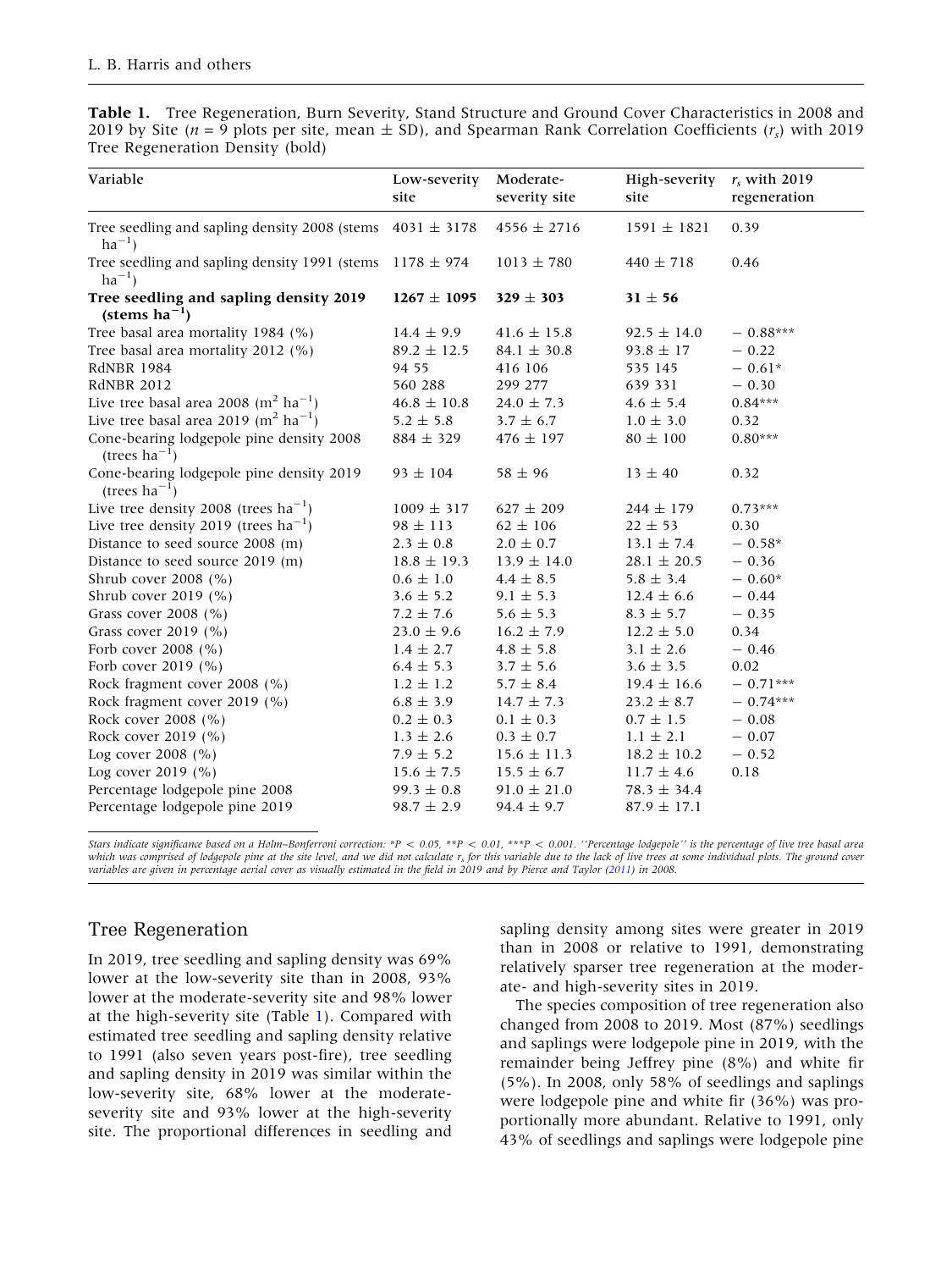**Table 1.** Tree Regeneration, Burn Severity, Stand Structure and Ground Cover Characteristics in 2008 and 2019 by Site ($n$ = 9 plots per site, mean ± SD), and Spearman Rank Correlation Coefficients ($r_s$) with 2019 Tree Regeneration Density (bold)

| Variable | Low-severity site | Moderate-severity site | High-severity site | $r_s$ with 2019 regeneration |
|---|---|---|---|---|
| Tree seedling and sapling density 2008 (stems ha$^{-1}$) | 4031 ± 3178 | 4556 ± 2716 | 1591 ± 1821 | 0.39 |
| Tree seedling and sapling density 1991 (stems ha$^{-1}$) | 1178 ± 974 | 1013 ± 780 | 440 ± 718 | 0.46 |
| **Tree seedling and sapling density 2019 (stems ha$^{-1}$)** | **1267 ± 1095** | **329 ± 303** | **31 ± 56** | |
| Tree basal area mortality 1984 (%) | 14.4 ± 9.9 | 41.6 ± 15.8 | 92.5 ± 14.0 | − 0.88*** |
| Tree basal area mortality 2012 (%) | 89.2 ± 12.5 | 84.1 ± 30.8 | 93.8 ± 17 | − 0.22 |
| RdNBR 1984 | 94 55 | 416 106 | 535 145 | − 0.61* |
| RdNBR 2012 | 560 288 | 299 277 | 639 331 | − 0.30 |
| Live tree basal area 2008 (m$^2$ ha$^{-1}$) | 46.8 ± 10.8 | 24.0 ± 7.3 | 4.6 ± 5.4 | 0.84*** |
| Live tree basal area 2019 (m$^2$ ha$^{-1}$) | 5.2 ± 5.8 | 3.7 ± 6.7 | 1.0 ± 3.0 | 0.32 |
| Cone-bearing lodgepole pine density 2008 (trees ha$^{-1}$) | 884 ± 329 | 476 ± 197 | 80 ± 100 | 0.80*** |
| Cone-bearing lodgepole pine density 2019 (trees ha$^{-1}$) | 93 ± 104 | 58 ± 96 | 13 ± 40 | 0.32 |
| Live tree density 2008 (trees ha$^{-1}$) | 1009 ± 317 | 627 ± 209 | 244 ± 179 | 0.73*** |
| Live tree density 2019 (trees ha$^{-1}$) | 98 ± 113 | 62 ± 106 | 22 ± 53 | 0.30 |
| Distance to seed source 2008 (m) | 2.3 ± 0.8 | 2.0 ± 0.7 | 13.1 ± 7.4 | − 0.58* |
| Distance to seed source 2019 (m) | 18.8 ± 19.3 | 13.9 ± 14.0 | 28.1 ± 20.5 | − 0.36 |
| Shrub cover 2008 (%) | 0.6 ± 1.0 | 4.4 ± 8.5 | 5.8 ± 3.4 | − 0.60* |
| Shrub cover 2019 (%) | 3.6 ± 5.2 | 9.1 ± 5.3 | 12.4 ± 6.6 | − 0.44 |
| Grass cover 2008 (%) | 7.2 ± 7.6 | 5.6 ± 5.3 | 8.3 ± 5.7 | − 0.35 |
| Grass cover 2019 (%) | 23.0 ± 9.6 | 16.2 ± 7.9 | 12.2 ± 5.0 | 0.34 |
| Forb cover 2008 (%) | 1.4 ± 2.7 | 4.8 ± 5.8 | 3.1 ± 2.6 | − 0.46 |
| Forb cover 2019 (%) | 6.4 ± 5.3 | 3.7 ± 5.6 | 3.6 ± 3.5 | 0.02 |
| Rock fragment cover 2008 (%) | 1.2 ± 1.2 | 5.7 ± 8.4 | 19.4 ± 16.6 | − 0.71*** |
| Rock fragment cover 2019 (%) | 6.8 ± 3.9 | 14.7 ± 7.3 | 23.2 ± 8.7 | − 0.74*** |
| Rock cover 2008 (%) | 0.2 ± 0.3 | 0.1 ± 0.3 | 0.7 ± 1.5 | − 0.08 |
| Rock cover 2019 (%) | 1.3 ± 2.6 | 0.3 ± 0.7 | 1.1 ± 2.1 | − 0.07 |
| Log cover 2008 (%) | 7.9 ± 5.2 | 15.6 ± 11.3 | 18.2 ± 10.2 | − 0.52 |
| Log cover 2019 (%) | 15.6 ± 7.5 | 15.5 ± 6.7 | 11.7 ± 4.6 | 0.18 |
| Percentage lodgepole pine 2008 | 99.3 ± 0.8 | 91.0 ± 21.0 | 78.3 ± 34.4 | |
| Percentage lodgepole pine 2019 | 98.7 ± 2.9 | 94.4 ± 9.7 | 87.9 ± 17.1 | |

*Stars indicate significance based on a Holm–Bonferroni correction: *P < 0.05, **P < 0.01, ***P < 0.001. ''Percentage lodgepole'' is the percentage of live tree basal area which was comprised of lodgepole pine at the site level, and we did not calculate $r_s$ for this variable due to the lack of live trees at some individual plots. The ground cover variables are given in percentage aerial cover as visually estimated in the field in 2019 and by Pierce and Taylor (2011) in 2008.*

## Tree Regeneration

In 2019, tree seedling and sapling density was 69% lower at the low-severity site than in 2008, 93% lower at the moderate-severity site and 98% lower at the high-severity site (Table 1). Compared with estimated tree seedling and sapling density relative to 1991 (also seven years post-fire), tree seedling and sapling density in 2019 was similar within the low-severity site, 68% lower at the moderate-severity site and 93% lower at the high-severity site. The proportional differences in seedling and sapling density among sites were greater in 2019 than in 2008 or relative to 1991, demonstrating relatively sparser tree regeneration at the moderate- and high-severity sites in 2019.

The species composition of tree regeneration also changed from 2008 to 2019. Most (87%) seedlings and saplings were lodgepole pine in 2019, with the remainder being Jeffrey pine (8%) and white fir (5%). In 2008, only 58% of seedlings and saplings were lodgepole pine and white fir (36%) was proportionally more abundant. Relative to 1991, only 43% of seedlings and saplings were lodgepole pine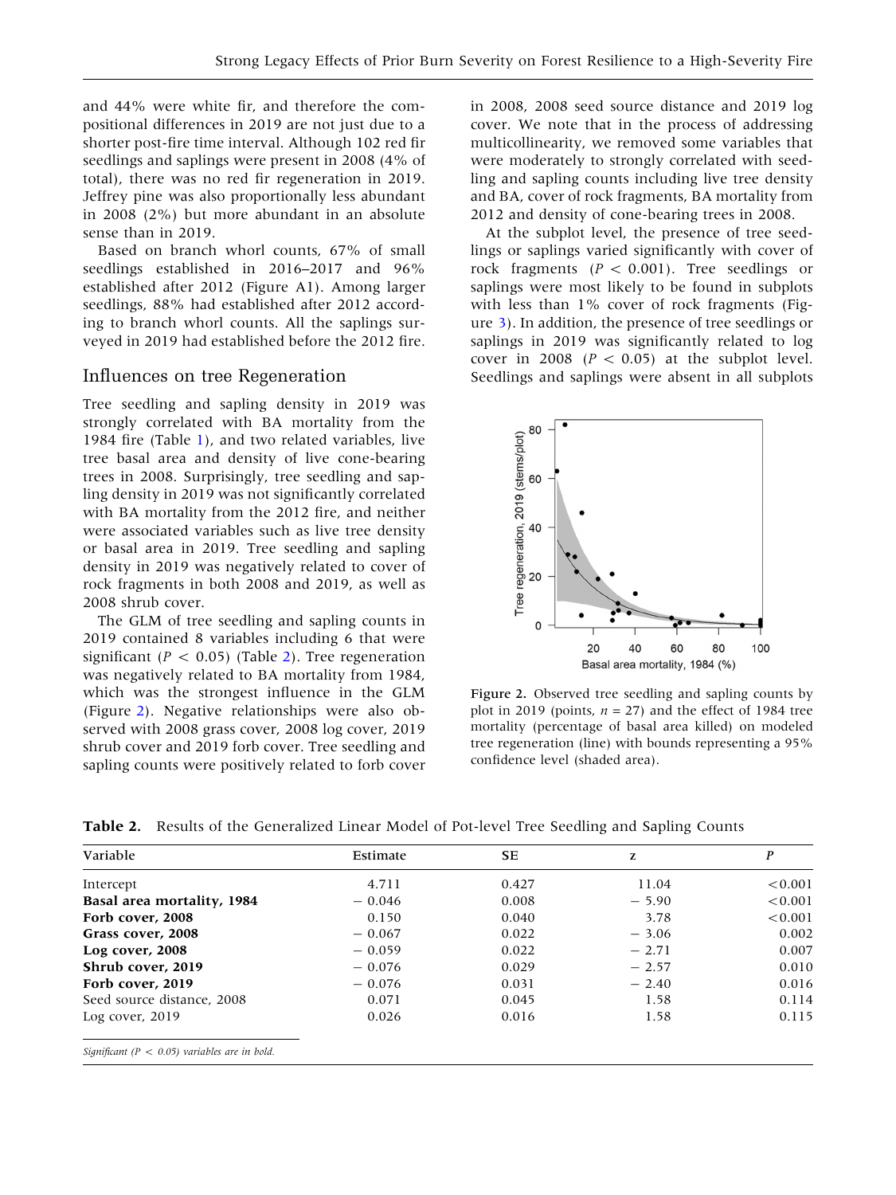and 44% were white fir, and therefore the compositional differences in 2019 are not just due to a shorter post-fire time interval. Although 102 red fir seedlings and saplings were present in 2008 (4% of total), there was no red fir regeneration in 2019. Jeffrey pine was also proportionally less abundant in 2008 (2%) but more abundant in an absolute sense than in 2019.

Based on branch whorl counts, 67% of small seedlings established in 2016–2017 and 96% established after 2012 (Figure A1). Among larger seedlings, 88% had established after 2012 according to branch whorl counts. All the saplings surveyed in 2019 had established before the 2012 fire.

## Influences on tree Regeneration

Tree seedling and sapling density in 2019 was strongly correlated with BA mortality from the 1984 fire (Table 1), and two related variables, live tree basal area and density of live cone-bearing trees in 2008. Surprisingly, tree seedling and sapling density in 2019 was not significantly correlated with BA mortality from the 2012 fire, and neither were associated variables such as live tree density or basal area in 2019. Tree seedling and sapling density in 2019 was negatively related to cover of rock fragments in both 2008 and 2019, as well as 2008 shrub cover.

The GLM of tree seedling and sapling counts in 2019 contained 8 variables including 6 that were significant ($P < 0.05$) (Table 2). Tree regeneration was negatively related to BA mortality from 1984, which was the strongest influence in the GLM (Figure 2). Negative relationships were also observed with 2008 grass cover, 2008 log cover, 2019 shrub cover and 2019 forb cover. Tree seedling and sapling counts were positively related to forb cover in 2008, 2008 seed source distance and 2019 log cover. We note that in the process of addressing multicollinearity, we removed some variables that were moderately to strongly correlated with seedling and sapling counts including live tree density and BA, cover of rock fragments, BA mortality from 2012 and density of cone-bearing trees in 2008.

At the subplot level, the presence of tree seedlings or saplings varied significantly with cover of rock fragments ($P < 0.001$). Tree seedlings or saplings were most likely to be found in subplots with less than 1% cover of rock fragments (Figure 3). In addition, the presence of tree seedlings or saplings in 2019 was significantly related to log cover in 2008 ($P < 0.05$) at the subplot level. Seedlings and saplings were absent in all subplots

**Figure 2.** Observed tree seedling and sapling counts by plot in 2019 (points, $n = 27$) and the effect of 1984 tree mortality (percentage of basal area killed) on modeled tree regeneration (line) with bounds representing a 95% confidence level (shaded area).

**Table 2.** Results of the Generalized Linear Model of Pot-level Tree Seedling and Sapling Counts

| Variable | Estimate | SE | z | P |
|---|---|---|---|---|
| Intercept | 4.711 | 0.427 | 11.04 | < 0.001 |
| **Basal area mortality, 1984** | − 0.046 | 0.008 | − 5.90 | < 0.001 |
| **Forb cover, 2008** | 0.150 | 0.040 | 3.78 | < 0.001 |
| **Grass cover, 2008** | − 0.067 | 0.022 | − 3.06 | 0.002 |
| **Log cover, 2008** | − 0.059 | 0.022 | − 2.71 | 0.007 |
| **Shrub cover, 2019** | − 0.076 | 0.029 | − 2.57 | 0.010 |
| **Forb cover, 2019** | − 0.076 | 0.031 | − 2.40 | 0.016 |
| Seed source distance, 2008 | 0.071 | 0.045 | 1.58 | 0.114 |
| Log cover, 2019 | 0.026 | 0.016 | 1.58 | 0.115 |

*Significant ($P < 0.05$) variables are in bold.*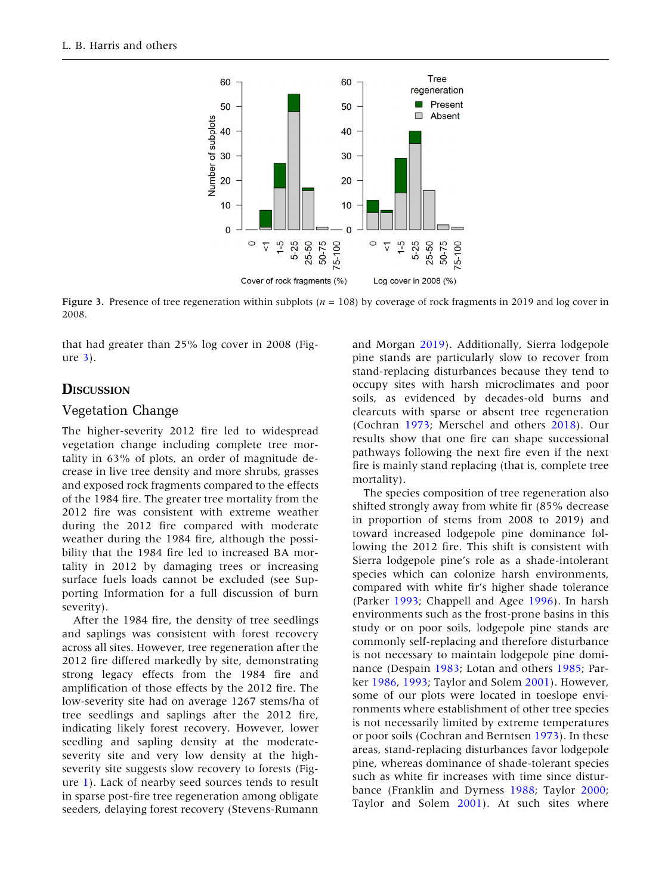Figure 3. Presence of tree regeneration within subplots ($n$ = 108) by coverage of rock fragments in 2019 and log cover in 2008.

that had greater than 25% log cover in 2008 (Figure 3).

## Discussion

### Vegetation Change

The higher-severity 2012 fire led to widespread vegetation change including complete tree mortality in 63% of plots, an order of magnitude decrease in live tree density and more shrubs, grasses and exposed rock fragments compared to the effects of the 1984 fire. The greater tree mortality from the 2012 fire was consistent with extreme weather during the 2012 fire compared with moderate weather during the 1984 fire, although the possibility that the 1984 fire led to increased BA mortality in 2012 by damaging trees or increasing surface fuels loads cannot be excluded (see Supporting Information for a full discussion of burn severity).

After the 1984 fire, the density of tree seedlings and saplings was consistent with forest recovery across all sites. However, tree regeneration after the 2012 fire differed markedly by site, demonstrating strong legacy effects from the 1984 fire and amplification of those effects by the 2012 fire. The low-severity site had on average 1267 stems/ha of tree seedlings and saplings after the 2012 fire, indicating likely forest recovery. However, lower seedling and sapling density at the moderate-severity site and very low density at the high-severity site suggests slow recovery to forests (Figure 1). Lack of nearby seed sources tends to result in sparse post-fire tree regeneration among obligate seeders, delaying forest recovery (Stevens-Rumann and Morgan 2019). Additionally, Sierra lodgepole pine stands are particularly slow to recover from stand-replacing disturbances because they tend to occupy sites with harsh microclimates and poor soils, as evidenced by decades-old burns and clearcuts with sparse or absent tree regeneration (Cochran 1973; Merschel and others 2018). Our results show that one fire can shape successional pathways following the next fire even if the next fire is mainly stand replacing (that is, complete tree mortality).

The species composition of tree regeneration also shifted strongly away from white fir (85% decrease in proportion of stems from 2008 to 2019) and toward increased lodgepole pine dominance following the 2012 fire. This shift is consistent with Sierra lodgepole pine's role as a shade-intolerant species which can colonize harsh environments, compared with white fir's higher shade tolerance (Parker 1993; Chappell and Agee 1996). In harsh environments such as the frost-prone basins in this study or on poor soils, lodgepole pine stands are commonly self-replacing and therefore disturbance is not necessary to maintain lodgepole pine dominance (Despain 1983; Lotan and others 1985; Parker 1986, 1993; Taylor and Solem 2001). However, some of our plots were located in toeslope environments where establishment of other tree species is not necessarily limited by extreme temperatures or poor soils (Cochran and Berntsen 1973). In these areas, stand-replacing disturbances favor lodgepole pine, whereas dominance of shade-tolerant species such as white fir increases with time since disturbance (Franklin and Dyrness 1988; Taylor 2000; Taylor and Solem 2001). At such sites where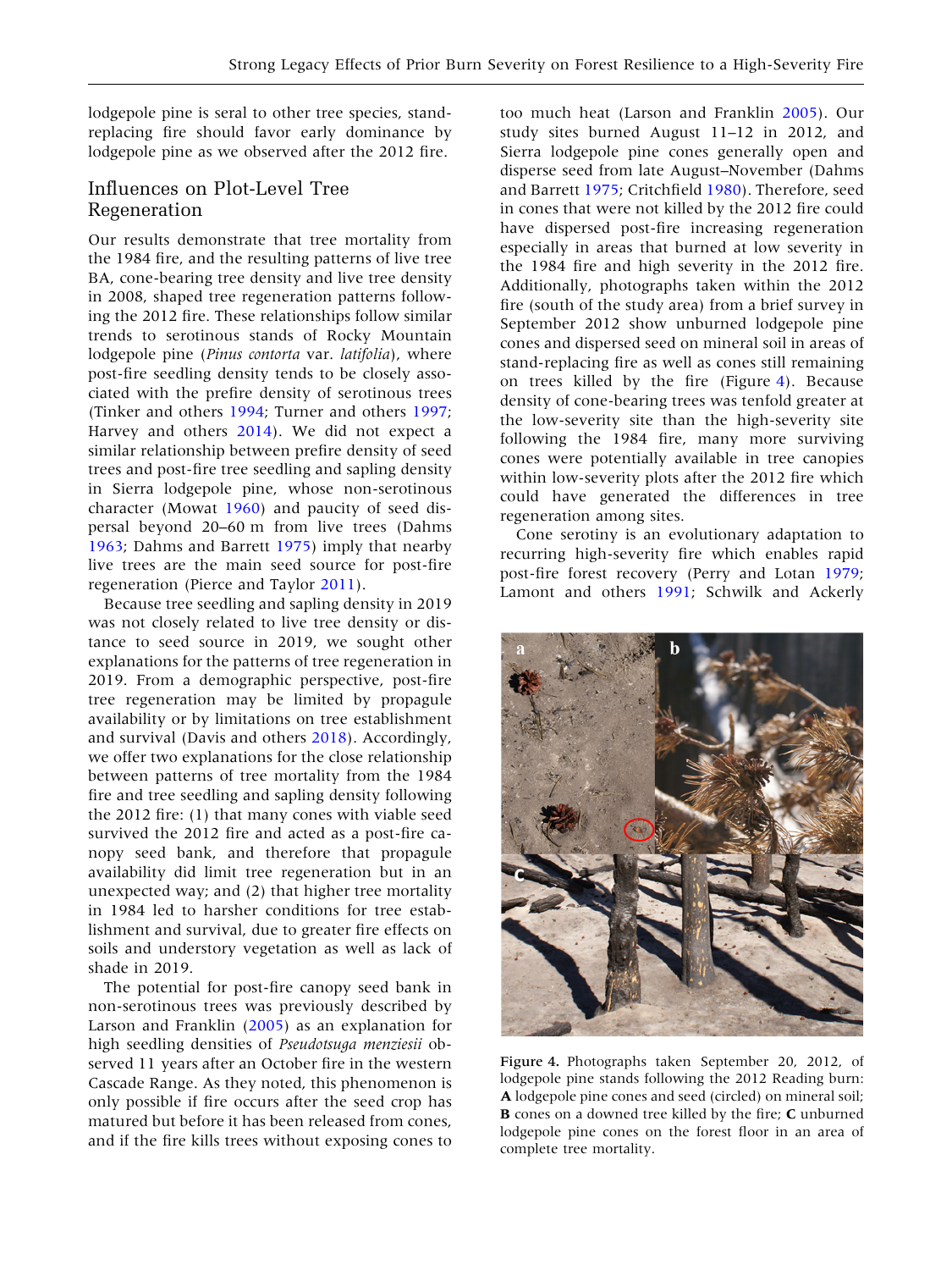lodgepole pine is seral to other tree species, stand-replacing fire should favor early dominance by lodgepole pine as we observed after the 2012 fire.

## Influences on Plot-Level Tree Regeneration

Our results demonstrate that tree mortality from the 1984 fire, and the resulting patterns of live tree BA, cone-bearing tree density and live tree density in 2008, shaped tree regeneration patterns following the 2012 fire. These relationships follow similar trends to serotinous stands of Rocky Mountain lodgepole pine (*Pinus contorta* var. *latifolia*), where post-fire seedling density tends to be closely associated with the prefire density of serotinous trees (Tinker and others 1994; Turner and others 1997; Harvey and others 2014). We did not expect a similar relationship between prefire density of seed trees and post-fire tree seedling and sapling density in Sierra lodgepole pine, whose non-serotinous character (Mowat 1960) and paucity of seed dispersal beyond 20–60 m from live trees (Dahms 1963; Dahms and Barrett 1975) imply that nearby live trees are the main seed source for post-fire regeneration (Pierce and Taylor 2011).

Because tree seedling and sapling density in 2019 was not closely related to live tree density or distance to seed source in 2019, we sought other explanations for the patterns of tree regeneration in 2019. From a demographic perspective, post-fire tree regeneration may be limited by propagule availability or by limitations on tree establishment and survival (Davis and others 2018). Accordingly, we offer two explanations for the close relationship between patterns of tree mortality from the 1984 fire and tree seedling and sapling density following the 2012 fire: (1) that many cones with viable seed survived the 2012 fire and acted as a post-fire canopy seed bank, and therefore that propagule availability did limit tree regeneration but in an unexpected way; and (2) that higher tree mortality in 1984 led to harsher conditions for tree establishment and survival, due to greater fire effects on soils and understory vegetation as well as lack of shade in 2019.

The potential for post-fire canopy seed bank in non-serotinous trees was previously described by Larson and Franklin (2005) as an explanation for high seedling densities of *Pseudotsuga menziesii* observed 11 years after an October fire in the western Cascade Range. As they noted, this phenomenon is only possible if fire occurs after the seed crop has matured but before it has been released from cones, and if the fire kills trees without exposing cones to too much heat (Larson and Franklin 2005). Our study sites burned August 11–12 in 2012, and Sierra lodgepole pine cones generally open and disperse seed from late August–November (Dahms and Barrett 1975; Critchfield 1980). Therefore, seed in cones that were not killed by the 2012 fire could have dispersed post-fire increasing regeneration especially in areas that burned at low severity in the 1984 fire and high severity in the 2012 fire. Additionally, photographs taken within the 2012 fire (south of the study area) from a brief survey in September 2012 show unburned lodgepole pine cones and dispersed seed on mineral soil in areas of stand-replacing fire as well as cones still remaining on trees killed by the fire (Figure 4). Because density of cone-bearing trees was tenfold greater at the low-severity site than the high-severity site following the 1984 fire, many more surviving cones were potentially available in tree canopies within low-severity plots after the 2012 fire which could have generated the differences in tree regeneration among sites.

Cone serotiny is an evolutionary adaptation to recurring high-severity fire which enables rapid post-fire forest recovery (Perry and Lotan 1979; Lamont and others 1991; Schwilk and Ackerly

**Figure 4.** Photographs taken September 20, 2012, of lodgepole pine stands following the 2012 Reading burn: **A** lodgepole pine cones and seed (circled) on mineral soil; **B** cones on a downed tree killed by the fire; **C** unburned lodgepole pine cones on the forest floor in an area of complete tree mortality.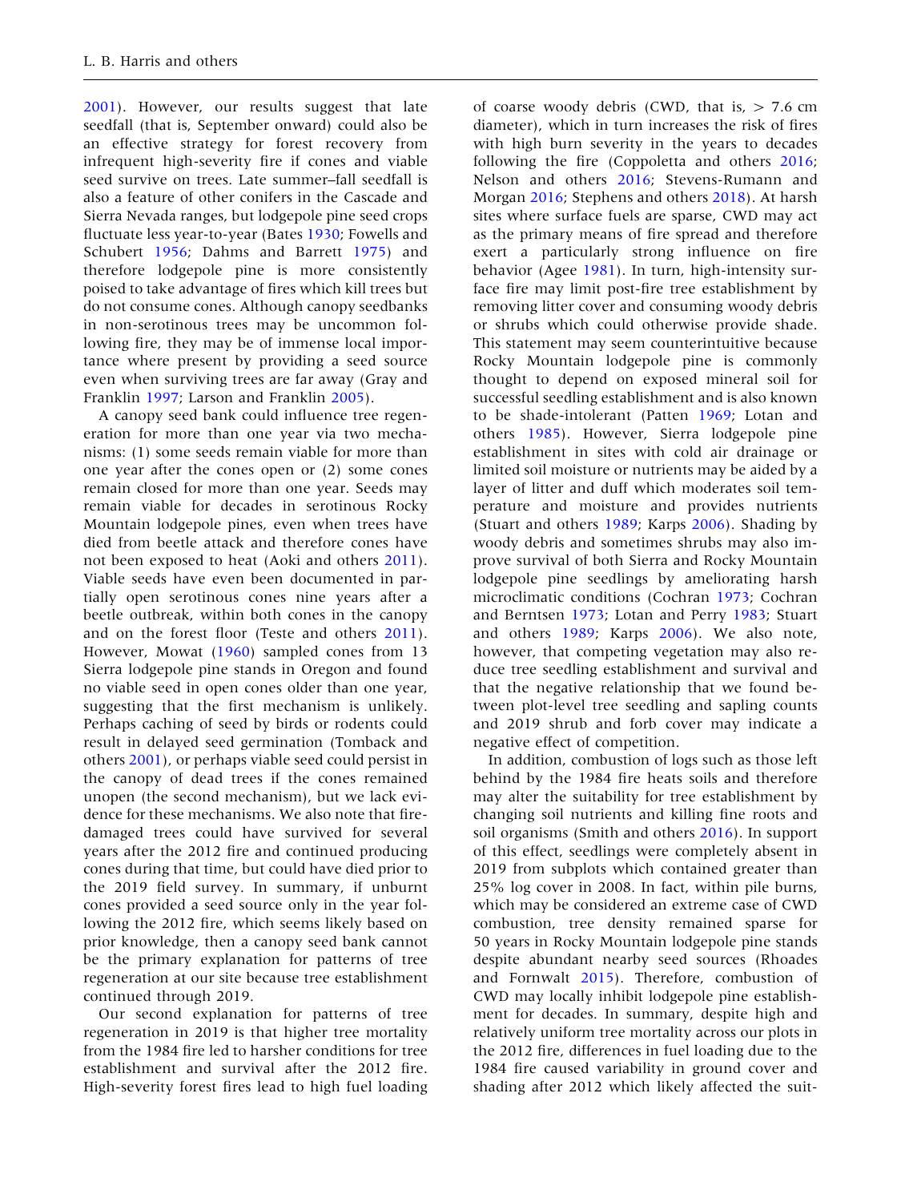2001). However, our results suggest that late seedfall (that is, September onward) could also be an effective strategy for forest recovery from infrequent high-severity fire if cones and viable seed survive on trees. Late summer–fall seedfall is also a feature of other conifers in the Cascade and Sierra Nevada ranges, but lodgepole pine seed crops fluctuate less year-to-year (Bates 1930; Fowells and Schubert 1956; Dahms and Barrett 1975) and therefore lodgepole pine is more consistently poised to take advantage of fires which kill trees but do not consume cones. Although canopy seedbanks in non-serotinous trees may be uncommon following fire, they may be of immense local importance where present by providing a seed source even when surviving trees are far away (Gray and Franklin 1997; Larson and Franklin 2005).

A canopy seed bank could influence tree regeneration for more than one year via two mechanisms: (1) some seeds remain viable for more than one year after the cones open or (2) some cones remain closed for more than one year. Seeds may remain viable for decades in serotinous Rocky Mountain lodgepole pines, even when trees have died from beetle attack and therefore cones have not been exposed to heat (Aoki and others 2011). Viable seeds have even been documented in partially open serotinous cones nine years after a beetle outbreak, within both cones in the canopy and on the forest floor (Teste and others 2011). However, Mowat (1960) sampled cones from 13 Sierra lodgepole pine stands in Oregon and found no viable seed in open cones older than one year, suggesting that the first mechanism is unlikely. Perhaps caching of seed by birds or rodents could result in delayed seed germination (Tomback and others 2001), or perhaps viable seed could persist in the canopy of dead trees if the cones remained unopen (the second mechanism), but we lack evidence for these mechanisms. We also note that fire-damaged trees could have survived for several years after the 2012 fire and continued producing cones during that time, but could have died prior to the 2019 field survey. In summary, if unburnt cones provided a seed source only in the year following the 2012 fire, which seems likely based on prior knowledge, then a canopy seed bank cannot be the primary explanation for patterns of tree regeneration at our site because tree establishment continued through 2019.

Our second explanation for patterns of tree regeneration in 2019 is that higher tree mortality from the 1984 fire led to harsher conditions for tree establishment and survival after the 2012 fire. High-severity forest fires lead to high fuel loading of coarse woody debris (CWD, that is, > 7.6 cm diameter), which in turn increases the risk of fires with high burn severity in the years to decades following the fire (Coppoletta and others 2016; Nelson and others 2016; Stevens-Rumann and Morgan 2016; Stephens and others 2018). At harsh sites where surface fuels are sparse, CWD may act as the primary means of fire spread and therefore exert a particularly strong influence on fire behavior (Agee 1981). In turn, high-intensity surface fire may limit post-fire tree establishment by removing litter cover and consuming woody debris or shrubs which could otherwise provide shade. This statement may seem counterintuitive because Rocky Mountain lodgepole pine is commonly thought to depend on exposed mineral soil for successful seedling establishment and is also known to be shade-intolerant (Patten 1969; Lotan and others 1985). However, Sierra lodgepole pine establishment in sites with cold air drainage or limited soil moisture or nutrients may be aided by a layer of litter and duff which moderates soil temperature and moisture and provides nutrients (Stuart and others 1989; Karps 2006). Shading by woody debris and sometimes shrubs may also improve survival of both Sierra and Rocky Mountain lodgepole pine seedlings by ameliorating harsh microclimatic conditions (Cochran 1973; Cochran and Berntsen 1973; Lotan and Perry 1983; Stuart and others 1989; Karps 2006). We also note, however, that competing vegetation may also reduce tree seedling establishment and survival and that the negative relationship that we found between plot-level tree seedling and sapling counts and 2019 shrub and forb cover may indicate a negative effect of competition.

In addition, combustion of logs such as those left behind by the 1984 fire heats soils and therefore may alter the suitability for tree establishment by changing soil nutrients and killing fine roots and soil organisms (Smith and others 2016). In support of this effect, seedlings were completely absent in 2019 from subplots which contained greater than 25% log cover in 2008. In fact, within pile burns, which may be considered an extreme case of CWD combustion, tree density remained sparse for 50 years in Rocky Mountain lodgepole pine stands despite abundant nearby seed sources (Rhoades and Fornwalt 2015). Therefore, combustion of CWD may locally inhibit lodgepole pine establishment for decades. In summary, despite high and relatively uniform tree mortality across our plots in the 2012 fire, differences in fuel loading due to the 1984 fire caused variability in ground cover and shading after 2012 which likely affected the suit-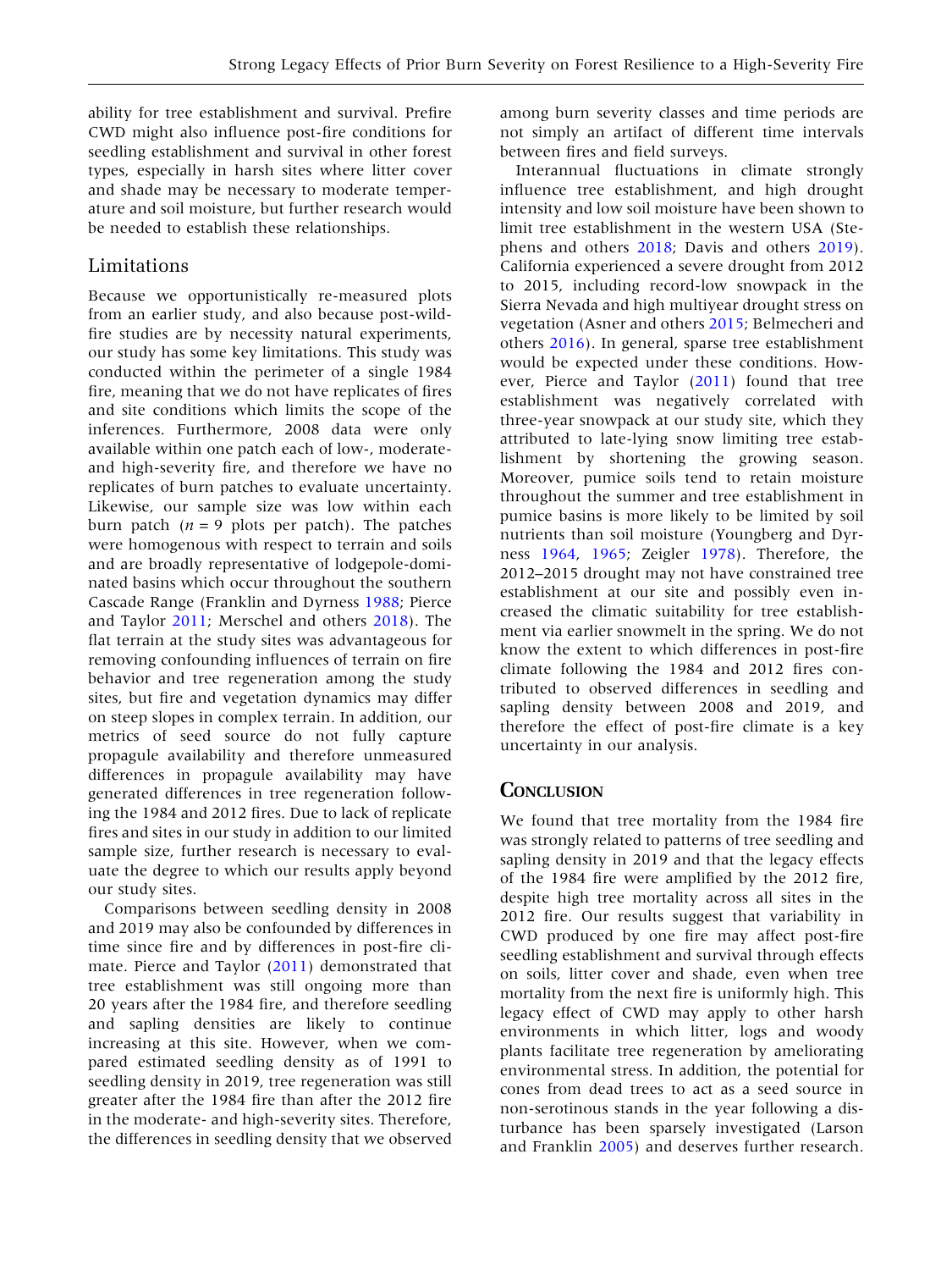ability for tree establishment and survival. Prefire CWD might also influence post-fire conditions for seedling establishment and survival in other forest types, especially in harsh sites where litter cover and shade may be necessary to moderate temperature and soil moisture, but further research would be needed to establish these relationships.

## Limitations

Because we opportunistically re-measured plots from an earlier study, and also because post-wildfire studies are by necessity natural experiments, our study has some key limitations. This study was conducted within the perimeter of a single 1984 fire, meaning that we do not have replicates of fires and site conditions which limits the scope of the inferences. Furthermore, 2008 data were only available within one patch each of low-, moderate- and high-severity fire, and therefore we have no replicates of burn patches to evaluate uncertainty. Likewise, our sample size was low within each burn patch ($n = 9$ plots per patch). The patches were homogenous with respect to terrain and soils and are broadly representative of lodgepole-dominated basins which occur throughout the southern Cascade Range (Franklin and Dyrness 1988; Pierce and Taylor 2011; Merschel and others 2018). The flat terrain at the study sites was advantageous for removing confounding influences of terrain on fire behavior and tree regeneration among the study sites, but fire and vegetation dynamics may differ on steep slopes in complex terrain. In addition, our metrics of seed source do not fully capture propagule availability and therefore unmeasured differences in propagule availability may have generated differences in tree regeneration following the 1984 and 2012 fires. Due to lack of replicate fires and sites in our study in addition to our limited sample size, further research is necessary to evaluate the degree to which our results apply beyond our study sites.

Comparisons between seedling density in 2008 and 2019 may also be confounded by differences in time since fire and by differences in post-fire climate. Pierce and Taylor (2011) demonstrated that tree establishment was still ongoing more than 20 years after the 1984 fire, and therefore seedling and sapling densities are likely to continue increasing at this site. However, when we compared estimated seedling density as of 1991 to seedling density in 2019, tree regeneration was still greater after the 1984 fire than after the 2012 fire in the moderate- and high-severity sites. Therefore, the differences in seedling density that we observed among burn severity classes and time periods are not simply an artifact of different time intervals between fires and field surveys.

Interannual fluctuations in climate strongly influence tree establishment, and high drought intensity and low soil moisture have been shown to limit tree establishment in the western USA (Stephens and others 2018; Davis and others 2019). California experienced a severe drought from 2012 to 2015, including record-low snowpack in the Sierra Nevada and high multiyear drought stress on vegetation (Asner and others 2015; Belmecheri and others 2016). In general, sparse tree establishment would be expected under these conditions. However, Pierce and Taylor (2011) found that tree establishment was negatively correlated with three-year snowpack at our study site, which they attributed to late-lying snow limiting tree establishment by shortening the growing season. Moreover, pumice soils tend to retain moisture throughout the summer and tree establishment in pumice basins is more likely to be limited by soil nutrients than soil moisture (Youngberg and Dyrness 1964, 1965; Zeigler 1978). Therefore, the 2012–2015 drought may not have constrained tree establishment at our site and possibly even increased the climatic suitability for tree establishment via earlier snowmelt in the spring. We do not know the extent to which differences in post-fire climate following the 1984 and 2012 fires contributed to observed differences in seedling and sapling density between 2008 and 2019, and therefore the effect of post-fire climate is a key uncertainty in our analysis.

# Conclusion

We found that tree mortality from the 1984 fire was strongly related to patterns of tree seedling and sapling density in 2019 and that the legacy effects of the 1984 fire were amplified by the 2012 fire, despite high tree mortality across all sites in the 2012 fire. Our results suggest that variability in CWD produced by one fire may affect post-fire seedling establishment and survival through effects on soils, litter cover and shade, even when tree mortality from the next fire is uniformly high. This legacy effect of CWD may apply to other harsh environments in which litter, logs and woody plants facilitate tree regeneration by ameliorating environmental stress. In addition, the potential for cones from dead trees to act as a seed source in non-serotinous stands in the year following a disturbance has been sparsely investigated (Larson and Franklin 2005) and deserves further research.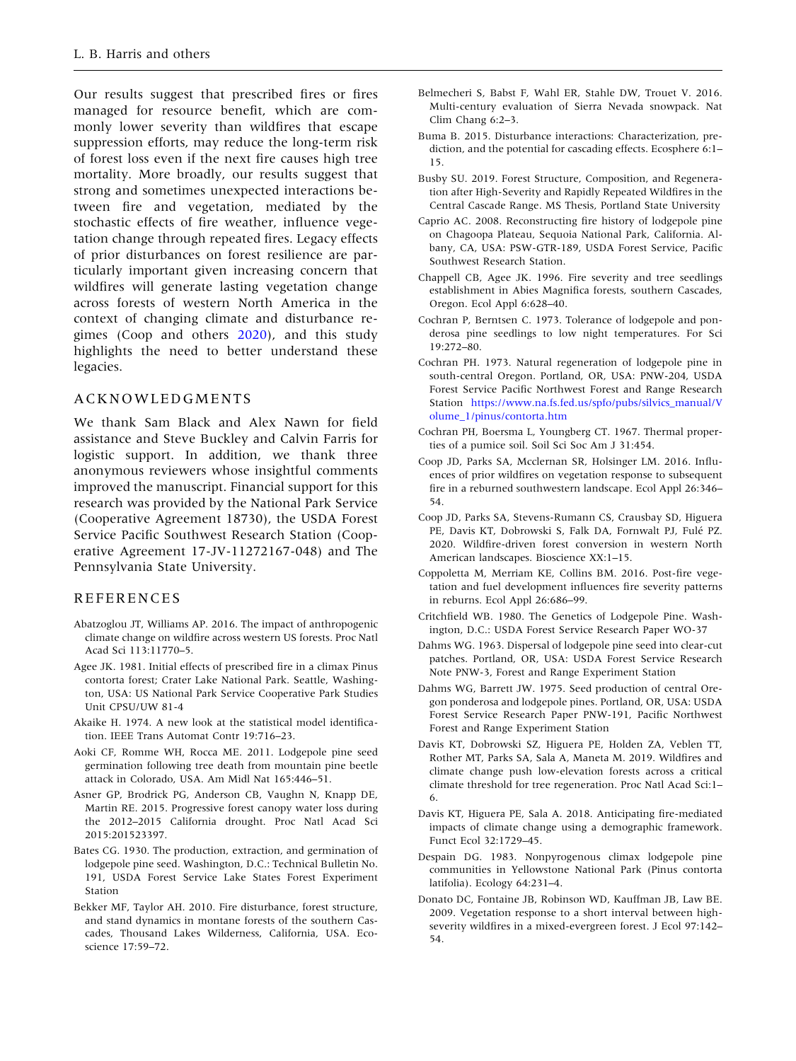Our results suggest that prescribed fires or fires managed for resource benefit, which are commonly lower severity than wildfires that escape suppression efforts, may reduce the long-term risk of forest loss even if the next fire causes high tree mortality. More broadly, our results suggest that strong and sometimes unexpected interactions between fire and vegetation, mediated by the stochastic effects of fire weather, influence vegetation change through repeated fires. Legacy effects of prior disturbances on forest resilience are particularly important given increasing concern that wildfires will generate lasting vegetation change across forests of western North America in the context of changing climate and disturbance regimes (Coop and others 2020), and this study highlights the need to better understand these legacies.

## ACKNOWLEDGMENTS

We thank Sam Black and Alex Nawn for field assistance and Steve Buckley and Calvin Farris for logistic support. In addition, we thank three anonymous reviewers whose insightful comments improved the manuscript. Financial support for this research was provided by the National Park Service (Cooperative Agreement 18730), the USDA Forest Service Pacific Southwest Research Station (Cooperative Agreement 17-JV-11272167-048) and The Pennsylvania State University.

## REFERENCES

Abatzoglou JT, Williams AP. 2016. The impact of anthropogenic climate change on wildfire across western US forests. Proc Natl Acad Sci 113:11770–5.

Agee JK. 1981. Initial effects of prescribed fire in a climax Pinus contorta forest; Crater Lake National Park. Seattle, Washington, USA: US National Park Service Cooperative Park Studies Unit CPSU/UW 81-4

Akaike H. 1974. A new look at the statistical model identification. IEEE Trans Automat Contr 19:716–23.

Aoki CF, Romme WH, Rocca ME. 2011. Lodgepole pine seed germination following tree death from mountain pine beetle attack in Colorado, USA. Am Midl Nat 165:446–51.

Asner GP, Brodrick PG, Anderson CB, Vaughn N, Knapp DE, Martin RE. 2015. Progressive forest canopy water loss during the 2012–2015 California drought. Proc Natl Acad Sci 2015:201523397.

Bates CG. 1930. The production, extraction, and germination of lodgepole pine seed. Washington, D.C.: Technical Bulletin No. 191, USDA Forest Service Lake States Forest Experiment Station

Bekker MF, Taylor AH. 2010. Fire disturbance, forest structure, and stand dynamics in montane forests of the southern Cascades, Thousand Lakes Wilderness, California, USA. Ecoscience 17:59–72.

Belmecheri S, Babst F, Wahl ER, Stahle DW, Trouet V. 2016. Multi-century evaluation of Sierra Nevada snowpack. Nat Clim Chang 6:2–3.

Buma B. 2015. Disturbance interactions: Characterization, prediction, and the potential for cascading effects. Ecosphere 6:1–15.

Busby SU. 2019. Forest Structure, Composition, and Regeneration after High-Severity and Rapidly Repeated Wildfires in the Central Cascade Range. MS Thesis, Portland State University

Caprio AC. 2008. Reconstructing fire history of lodgepole pine on Chagoopa Plateau, Sequoia National Park, California. Albany, CA, USA: PSW-GTR-189, USDA Forest Service, Pacific Southwest Research Station.

Chappell CB, Agee JK. 1996. Fire severity and tree seedlings establishment in Abies Magnifica forests, southern Cascades, Oregon. Ecol Appl 6:628–40.

Cochran P, Berntsen C. 1973. Tolerance of lodgepole and ponderosa pine seedlings to low night temperatures. For Sci 19:272–80.

Cochran PH. 1973. Natural regeneration of lodgepole pine in south-central Oregon. Portland, OR, USA: PNW-204, USDA Forest Service Pacific Northwest Forest and Range Research Station https://www.na.fs.fed.us/spfo/pubs/silvics_manual/Volume_1/pinus/contorta.htm

Cochran PH, Boersma L, Youngberg CT. 1967. Thermal properties of a pumice soil. Soil Sci Soc Am J 31:454.

Coop JD, Parks SA, Mcclernan SR, Holsinger LM. 2016. Influences of prior wildfires on vegetation response to subsequent fire in a reburned southwestern landscape. Ecol Appl 26:346–54.

Coop JD, Parks SA, Stevens-Rumann CS, Crausbay SD, Higuera PE, Davis KT, Dobrowski S, Falk DA, Fornwalt PJ, Fulé PZ. 2020. Wildfire-driven forest conversion in western North American landscapes. Bioscience XX:1–15.

Coppoletta M, Merriam KE, Collins BM. 2016. Post-fire vegetation and fuel development influences fire severity patterns in reburns. Ecol Appl 26:686–99.

Critchfield WB. 1980. The Genetics of Lodgepole Pine. Washington, D.C.: USDA Forest Service Research Paper WO-37

Dahms WG. 1963. Dispersal of lodgepole pine seed into clear-cut patches. Portland, OR, USA: USDA Forest Service Research Note PNW-3, Forest and Range Experiment Station

Dahms WG, Barrett JW. 1975. Seed production of central Oregon ponderosa and lodgepole pines. Portland, OR, USA: USDA Forest Service Research Paper PNW-191, Pacific Northwest Forest and Range Experiment Station

Davis KT, Dobrowski SZ, Higuera PE, Holden ZA, Veblen TT, Rother MT, Parks SA, Sala A, Maneta M. 2019. Wildfires and climate change push low-elevation forests across a critical climate threshold for tree regeneration. Proc Natl Acad Sci:1–6.

Davis KT, Higuera PE, Sala A. 2018. Anticipating fire-mediated impacts of climate change using a demographic framework. Funct Ecol 32:1729–45.

Despain DG. 1983. Nonpyrogenous climax lodgepole pine communities in Yellowstone National Park (Pinus contorta latifolia). Ecology 64:231–4.

Donato DC, Fontaine JB, Robinson WD, Kauffman JB, Law BE. 2009. Vegetation response to a short interval between high-severity wildfires in a mixed-evergreen forest. J Ecol 97:142–54.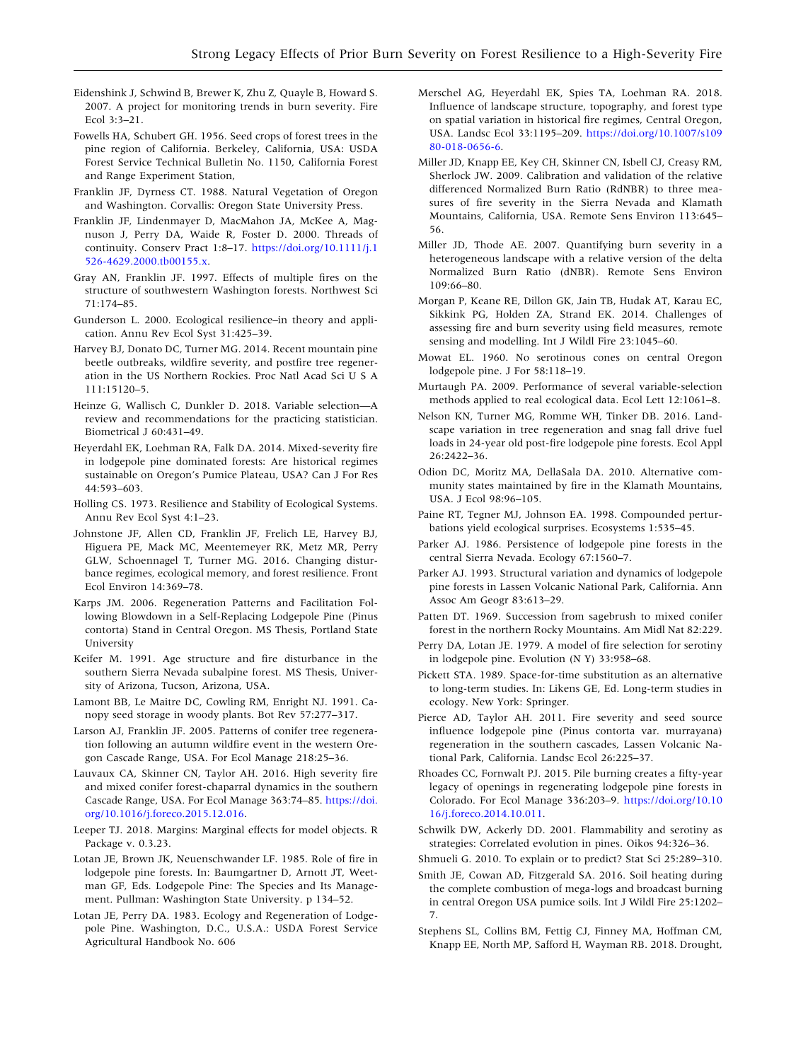Eidenshink J, Schwind B, Brewer K, Zhu Z, Quayle B, Howard S. 2007. A project for monitoring trends in burn severity. Fire Ecol 3:3–21.

Fowells HA, Schubert GH. 1956. Seed crops of forest trees in the pine region of California. Berkeley, California, USA: USDA Forest Service Technical Bulletin No. 1150, California Forest and Range Experiment Station,

Franklin JF, Dyrness CT. 1988. Natural Vegetation of Oregon and Washington. Corvallis: Oregon State University Press.

Franklin JF, Lindenmayer D, MacMahon JA, McKee A, Magnuson J, Perry DA, Waide R, Foster D. 2000. Threads of continuity. Conserv Pract 1:8–17. https://doi.org/10.1111/j.1526-4629.2000.tb00155.x.

Gray AN, Franklin JF. 1997. Effects of multiple fires on the structure of southwestern Washington forests. Northwest Sci 71:174–85.

Gunderson L. 2000. Ecological resilience–in theory and application. Annu Rev Ecol Syst 31:425–39.

Harvey BJ, Donato DC, Turner MG. 2014. Recent mountain pine beetle outbreaks, wildfire severity, and postfire tree regeneration in the US Northern Rockies. Proc Natl Acad Sci U S A 111:15120–5.

Heinze G, Wallisch C, Dunkler D. 2018. Variable selection—A review and recommendations for the practicing statistician. Biometrical J 60:431–49.

Heyerdahl EK, Loehman RA, Falk DA. 2014. Mixed-severity fire in lodgepole pine dominated forests: Are historical regimes sustainable on Oregon's Pumice Plateau, USA? Can J For Res 44:593–603.

Holling CS. 1973. Resilience and Stability of Ecological Systems. Annu Rev Ecol Syst 4:1–23.

Johnstone JF, Allen CD, Franklin JF, Frelich LE, Harvey BJ, Higuera PE, Mack MC, Meentemeyer RK, Metz MR, Perry GLW, Schoennagel T, Turner MG. 2016. Changing disturbance regimes, ecological memory, and forest resilience. Front Ecol Environ 14:369–78.

Karps JM. 2006. Regeneration Patterns and Facilitation Following Blowdown in a Self-Replacing Lodgepole Pine (Pinus contorta) Stand in Central Oregon. MS Thesis, Portland State University

Keifer M. 1991. Age structure and fire disturbance in the southern Sierra Nevada subalpine forest. MS Thesis, University of Arizona, Tucson, Arizona, USA.

Lamont BB, Le Maitre DC, Cowling RM, Enright NJ. 1991. Canopy seed storage in woody plants. Bot Rev 57:277–317.

Larson AJ, Franklin JF. 2005. Patterns of conifer tree regeneration following an autumn wildfire event in the western Oregon Cascade Range, USA. For Ecol Manage 218:25–36.

Lauvaux CA, Skinner CN, Taylor AH. 2016. High severity fire and mixed conifer forest-chaparral dynamics in the southern Cascade Range, USA. For Ecol Manage 363:74–85. https://doi.org/10.1016/j.foreco.2015.12.016.

Leeper TJ. 2018. Margins: Marginal effects for model objects. R Package v. 0.3.23.

Lotan JE, Brown JK, Neuenschwander LF. 1985. Role of fire in lodgepole pine forests. In: Baumgartner D, Arnott JT, Weetman GF, Eds. Lodgepole Pine: The Species and Its Management. Pullman: Washington State University. p 134–52.

Lotan JE, Perry DA. 1983. Ecology and Regeneration of Lodgepole Pine. Washington, D.C., U.S.A.: USDA Forest Service Agricultural Handbook No. 606

Merschel AG, Heyerdahl EK, Spies TA, Loehman RA. 2018. Influence of landscape structure, topography, and forest type on spatial variation in historical fire regimes, Central Oregon, USA. Landsc Ecol 33:1195–209. https://doi.org/10.1007/s10980-018-0656-6.

Miller JD, Knapp EE, Key CH, Skinner CN, Isbell CJ, Creasy RM, Sherlock JW. 2009. Calibration and validation of the relative differenced Normalized Burn Ratio (RdNBR) to three measures of fire severity in the Sierra Nevada and Klamath Mountains, California, USA. Remote Sens Environ 113:645–56.

Miller JD, Thode AE. 2007. Quantifying burn severity in a heterogeneous landscape with a relative version of the delta Normalized Burn Ratio (dNBR). Remote Sens Environ 109:66–80.

Morgan P, Keane RE, Dillon GK, Jain TB, Hudak AT, Karau EC, Sikkink PG, Holden ZA, Strand EK. 2014. Challenges of assessing fire and burn severity using field measures, remote sensing and modelling. Int J Wildl Fire 23:1045–60.

Mowat EL. 1960. No serotinous cones on central Oregon lodgepole pine. J For 58:118–19.

Murtaugh PA. 2009. Performance of several variable-selection methods applied to real ecological data. Ecol Lett 12:1061–8.

Nelson KN, Turner MG, Romme WH, Tinker DB. 2016. Landscape variation in tree regeneration and snag fall drive fuel loads in 24-year old post-fire lodgepole pine forests. Ecol Appl 26:2422–36.

Odion DC, Moritz MA, DellaSala DA. 2010. Alternative community states maintained by fire in the Klamath Mountains, USA. J Ecol 98:96–105.

Paine RT, Tegner MJ, Johnson EA. 1998. Compounded perturbations yield ecological surprises. Ecosystems 1:535–45.

Parker AJ. 1986. Persistence of lodgepole pine forests in the central Sierra Nevada. Ecology 67:1560–7.

Parker AJ. 1993. Structural variation and dynamics of lodgepole pine forests in Lassen Volcanic National Park, California. Ann Assoc Am Geogr 83:613–29.

Patten DT. 1969. Succession from sagebrush to mixed conifer forest in the northern Rocky Mountains. Am Midl Nat 82:229.

Perry DA, Lotan JE. 1979. A model of fire selection for serotiny in lodgepole pine. Evolution (N Y) 33:958–68.

Pickett STA. 1989. Space-for-time substitution as an alternative to long-term studies. In: Likens GE, Ed. Long-term studies in ecology. New York: Springer.

Pierce AD, Taylor AH. 2011. Fire severity and seed source influence lodgepole pine (Pinus contorta var. murrayana) regeneration in the southern cascades, Lassen Volcanic National Park, California. Landsc Ecol 26:225–37.

Rhoades CC, Fornwalt PJ. 2015. Pile burning creates a fifty-year legacy of openings in regenerating lodgepole pine forests in Colorado. For Ecol Manage 336:203–9. https://doi.org/10.1016/j.foreco.2014.10.011.

Schwilk DW, Ackerly DD. 2001. Flammability and serotiny as strategies: Correlated evolution in pines. Oikos 94:326–36.

Shmueli G. 2010. To explain or to predict? Stat Sci 25:289–310.

Smith JE, Cowan AD, Fitzgerald SA. 2016. Soil heating during the complete combustion of mega-logs and broadcast burning in central Oregon USA pumice soils. Int J Wildl Fire 25:1202–7.

Stephens SL, Collins BM, Fettig CJ, Finney MA, Hoffman CM, Knapp EE, North MP, Safford H, Wayman RB. 2018. Drought,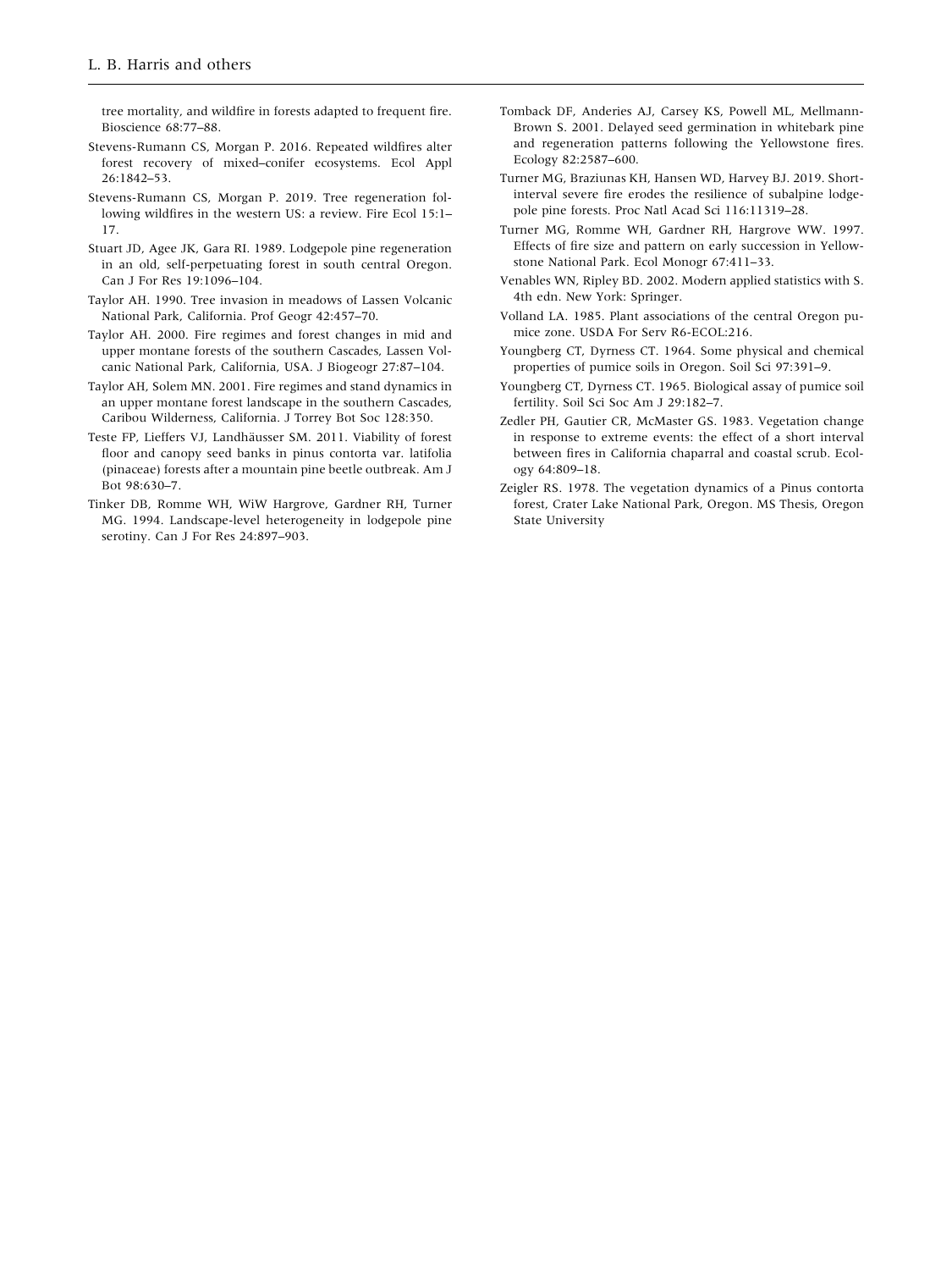tree mortality, and wildfire in forests adapted to frequent fire. Bioscience 68:77–88.

Stevens-Rumann CS, Morgan P. 2016. Repeated wildfires alter forest recovery of mixed–conifer ecosystems. Ecol Appl 26:1842–53.

Stevens-Rumann CS, Morgan P. 2019. Tree regeneration following wildfires in the western US: a review. Fire Ecol 15:1–17.

Stuart JD, Agee JK, Gara RI. 1989. Lodgepole pine regeneration in an old, self-perpetuating forest in south central Oregon. Can J For Res 19:1096–104.

Taylor AH. 1990. Tree invasion in meadows of Lassen Volcanic National Park, California. Prof Geogr 42:457–70.

Taylor AH. 2000. Fire regimes and forest changes in mid and upper montane forests of the southern Cascades, Lassen Volcanic National Park, California, USA. J Biogeogr 27:87–104.

Taylor AH, Solem MN. 2001. Fire regimes and stand dynamics in an upper montane forest landscape in the southern Cascades, Caribou Wilderness, California. J Torrey Bot Soc 128:350.

Teste FP, Lieffers VJ, Landhäusser SM. 2011. Viability of forest floor and canopy seed banks in pinus contorta var. latifolia (pinaceae) forests after a mountain pine beetle outbreak. Am J Bot 98:630–7.

Tinker DB, Romme WH, WiW Hargrove, Gardner RH, Turner MG. 1994. Landscape-level heterogeneity in lodgepole pine serotiny. Can J For Res 24:897–903.

Tomback DF, Anderies AJ, Carsey KS, Powell ML, Mellmann-Brown S. 2001. Delayed seed germination in whitebark pine and regeneration patterns following the Yellowstone fires. Ecology 82:2587–600.

Turner MG, Braziunas KH, Hansen WD, Harvey BJ. 2019. Short-interval severe fire erodes the resilience of subalpine lodgepole pine forests. Proc Natl Acad Sci 116:11319–28.

Turner MG, Romme WH, Gardner RH, Hargrove WW. 1997. Effects of fire size and pattern on early succession in Yellowstone National Park. Ecol Monogr 67:411–33.

Venables WN, Ripley BD. 2002. Modern applied statistics with S. 4th edn. New York: Springer.

Volland LA. 1985. Plant associations of the central Oregon pumice zone. USDA For Serv R6-ECOL:216.

Youngberg CT, Dyrness CT. 1964. Some physical and chemical properties of pumice soils in Oregon. Soil Sci 97:391–9.

Youngberg CT, Dyrness CT. 1965. Biological assay of pumice soil fertility. Soil Sci Soc Am J 29:182–7.

Zedler PH, Gautier CR, McMaster GS. 1983. Vegetation change in response to extreme events: the effect of a short interval between fires in California chaparral and coastal scrub. Ecology 64:809–18.

Zeigler RS. 1978. The vegetation dynamics of a Pinus contorta forest, Crater Lake National Park, Oregon. MS Thesis, Oregon State University